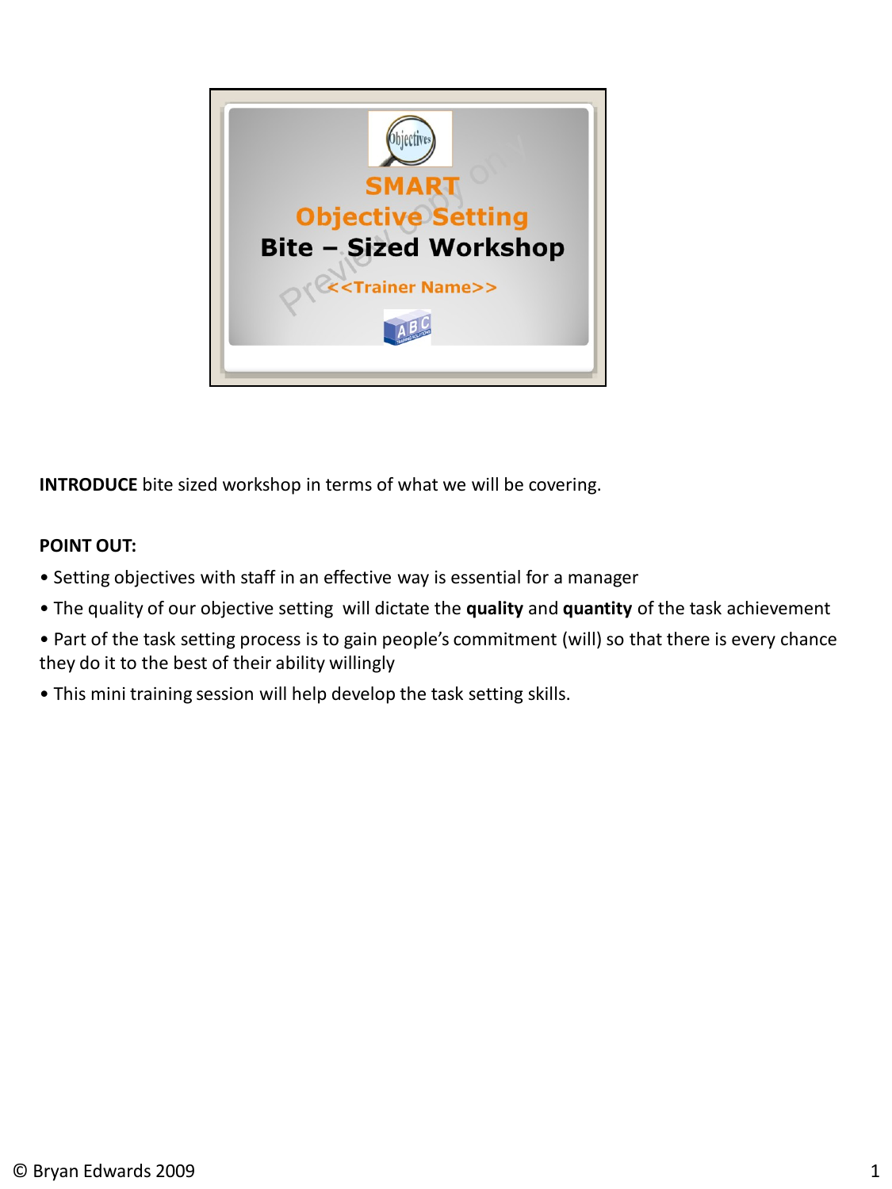SMART

Objective Setting

Bite – Sized Workshop

<<Trainer Name>>

**INTRODUCE** bite sized workshop in terms of what we will be covering.

**POINT OUT:**

- Setting objectives with staff in an effective way is essential for a manager
- The quality of our objective setting will dictate the **quality** and **quantity** of the task achievement
- Part of the task setting process is to gain people's commitment (will) so that there is every chance they do it to the best of their ability willingly
- This mini training session will help develop the task setting skills.

© Bryan Edwards 2009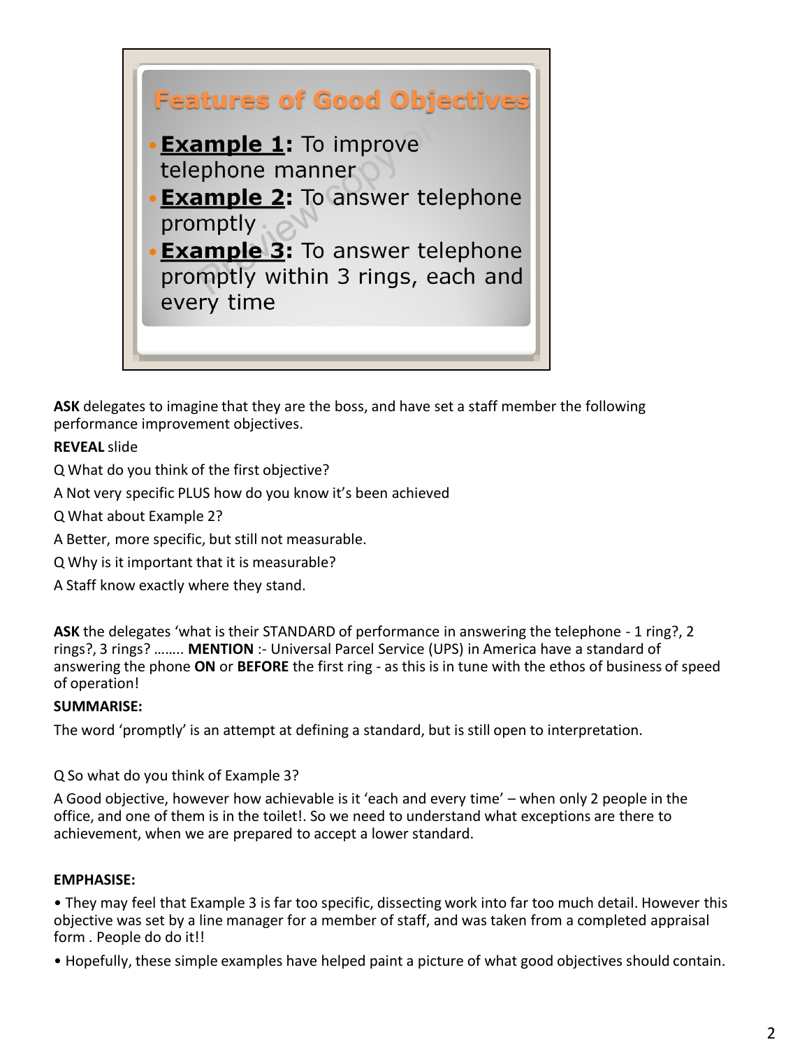## Features of Good Objectives

- **Example 1:** To improve telephone manner
- **Example 2:** To answer telephone promptly
- **Example 3:** To answer telephone promptly within 3 rings, each and every time

**ASK** delegates to imagine that they are the boss, and have set a staff member the following performance improvement objectives.

**REVEAL** slide

Q What do you think of the first objective?

A Not very specific PLUS how do you know it's been achieved

Q What about Example 2?

A Better, more specific, but still not measurable.

Q Why is it important that it is measurable?

A Staff know exactly where they stand.

**ASK** the delegates 'what is their STANDARD of performance in answering the telephone - 1 ring?, 2 rings?, 3 rings? …….. **MENTION** :- Universal Parcel Service (UPS) in America have a standard of answering the phone **ON** or **BEFORE** the first ring - as this is in tune with the ethos of business of speed of operation!

**SUMMARISE:**

The word 'promptly' is an attempt at defining a standard, but is still open to interpretation.

Q So what do you think of Example 3?

A Good objective, however how achievable is it 'each and every time' – when only 2 people in the office, and one of them is in the toilet!. So we need to understand what exceptions are there to achievement, when we are prepared to accept a lower standard.

**EMPHASISE:**

- They may feel that Example 3 is far too specific, dissecting work into far too much detail. However this objective was set by a line manager for a member of staff, and was taken from a completed appraisal form . People do do it!!
- Hopefully, these simple examples have helped paint a picture of what good objectives should contain.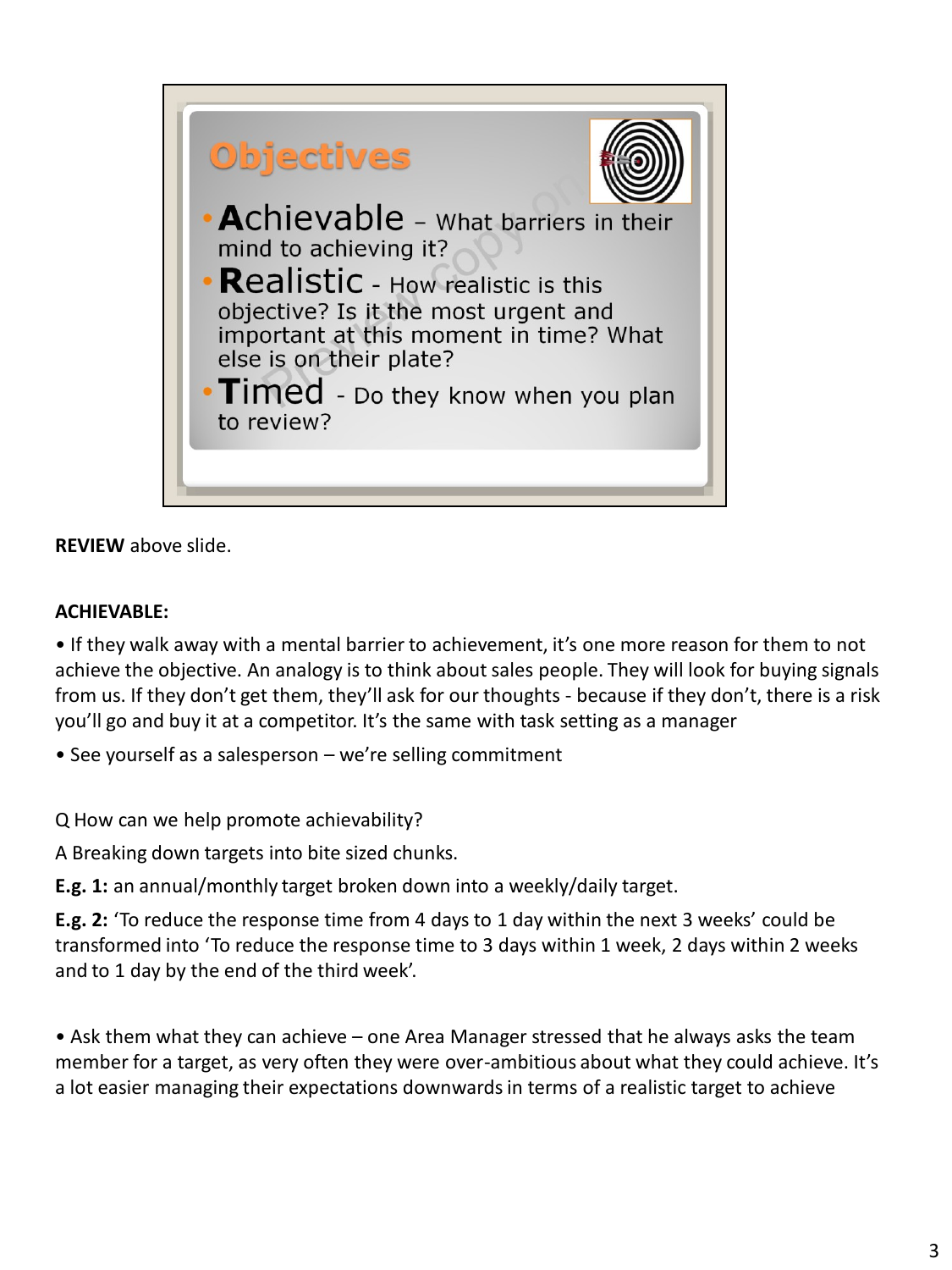## Objectives

- **A**chievable – What barriers in their mind to achieving it?
- **R**ealistic - How realistic is this objective? Is it the most urgent and important at this moment in time? What else is on their plate?
- **T**imed - Do they know when you plan to review?

**REVIEW** above slide.

**ACHIEVABLE:**

• If they walk away with a mental barrier to achievement, it's one more reason for them to not achieve the objective. An analogy is to think about sales people. They will look for buying signals from us. If they don't get them, they'll ask for our thoughts - because if they don't, there is a risk you'll go and buy it at a competitor. It's the same with task setting as a manager

• See yourself as a salesperson – we're selling commitment

Q How can we help promote achievability?

A Breaking down targets into bite sized chunks.

**E.g. 1:** an annual/monthly target broken down into a weekly/daily target.

**E.g. 2:** 'To reduce the response time from 4 days to 1 day within the next 3 weeks' could be transformed into 'To reduce the response time to 3 days within 1 week, 2 days within 2 weeks and to 1 day by the end of the third week'.

• Ask them what they can achieve – one Area Manager stressed that he always asks the team member for a target, as very often they were over-ambitious about what they could achieve. It's a lot easier managing their expectations downwards in terms of a realistic target to achieve